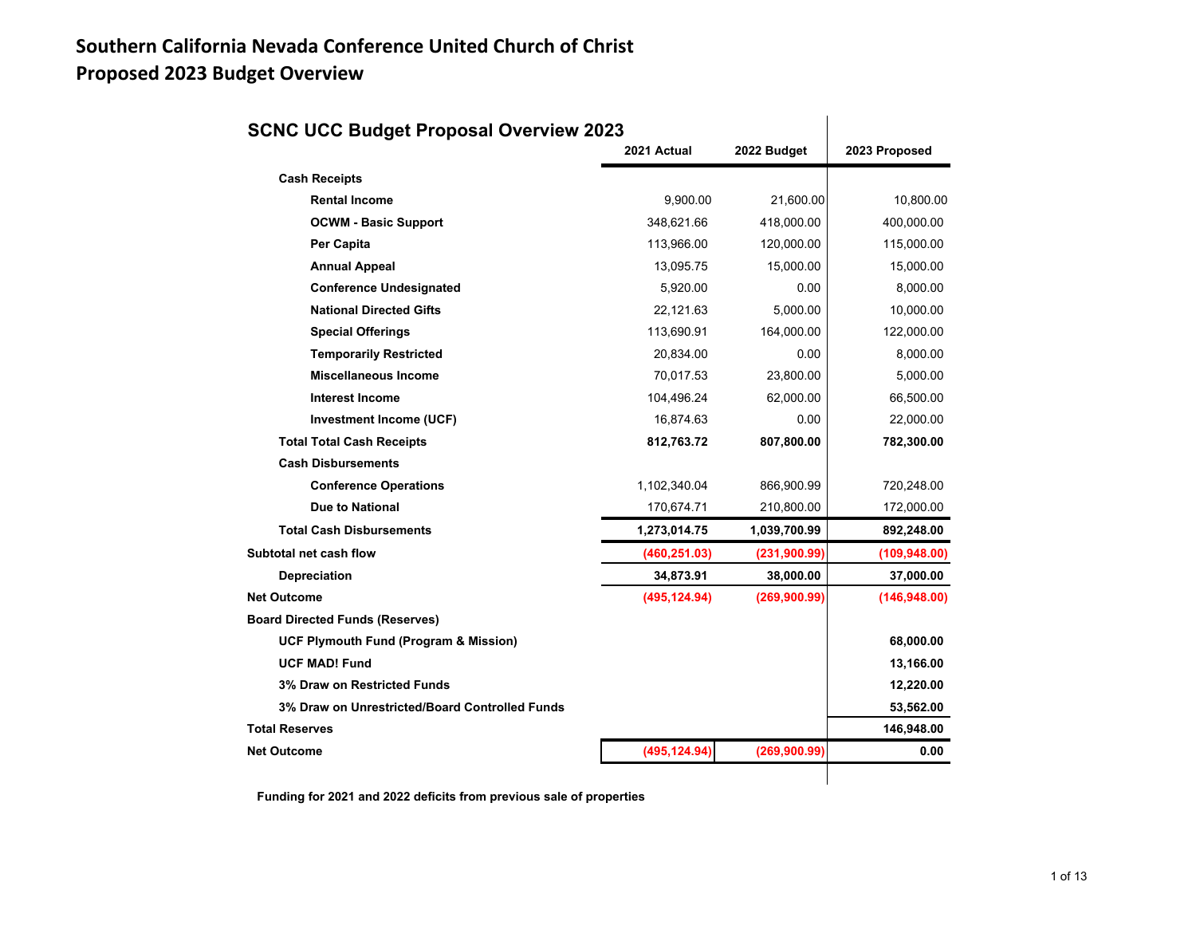# Southern California Nevada Conference United Church of Christ

# Proposed 2023 Budget Overview

## SCNC UCC Budget Proposal Overview 2023

| | 2021 Actual | 2022 Budget | 2023 Proposed |
|---|---|---|---|
| **Cash Receipts** | | | |
| **Rental Income** | 9,900.00 | 21,600.00 | 10,800.00 |
| **OCWM - Basic Support** | 348,621.66 | 418,000.00 | 400,000.00 |
| **Per Capita** | 113,966.00 | 120,000.00 | 115,000.00 |
| **Annual Appeal** | 13,095.75 | 15,000.00 | 15,000.00 |
| **Conference Undesignated** | 5,920.00 | 0.00 | 8,000.00 |
| **National Directed Gifts** | 22,121.63 | 5,000.00 | 10,000.00 |
| **Special Offerings** | 113,690.91 | 164,000.00 | 122,000.00 |
| **Temporarily Restricted** | 20,834.00 | 0.00 | 8,000.00 |
| **Miscellaneous Income** | 70,017.53 | 23,800.00 | 5,000.00 |
| **Interest Income** | 104,496.24 | 62,000.00 | 66,500.00 |
| **Investment Income (UCF)** | 16,874.63 | 0.00 | 22,000.00 |
| **Total Total Cash Receipts** | **812,763.72** | **807,800.00** | **782,300.00** |
| **Cash Disbursements** | | | |
| **Conference Operations** | 1,102,340.04 | 866,900.99 | 720,248.00 |
| **Due to National** | 170,674.71 | 210,800.00 | 172,000.00 |
| **Total Cash Disbursements** | **1,273,014.75** | **1,039,700.99** | **892,248.00** |
| **Subtotal net cash flow** | **(460,251.03)** | **(231,900.99)** | **(109,948.00)** |
| **Depreciation** | **34,873.91** | **38,000.00** | **37,000.00** |
| **Net Outcome** | **(495,124.94)** | **(269,900.99)** | **(146,948.00)** |
| **Board Directed Funds (Reserves)** | | | |
| **UCF Plymouth Fund (Program & Mission)** | | | **68,000.00** |
| **UCF MAD! Fund** | | | **13,166.00** |
| **3% Draw on Restricted Funds** | | | **12,220.00** |
| **3% Draw on Unrestricted/Board Controlled Funds** | | | **53,562.00** |
| **Total Reserves** | | | **146,948.00** |
| **Net Outcome** | **(495,124.94)** | **(269,900.99)** | **0.00** |

**Funding for 2021 and 2022 deficits from previous sale of properties**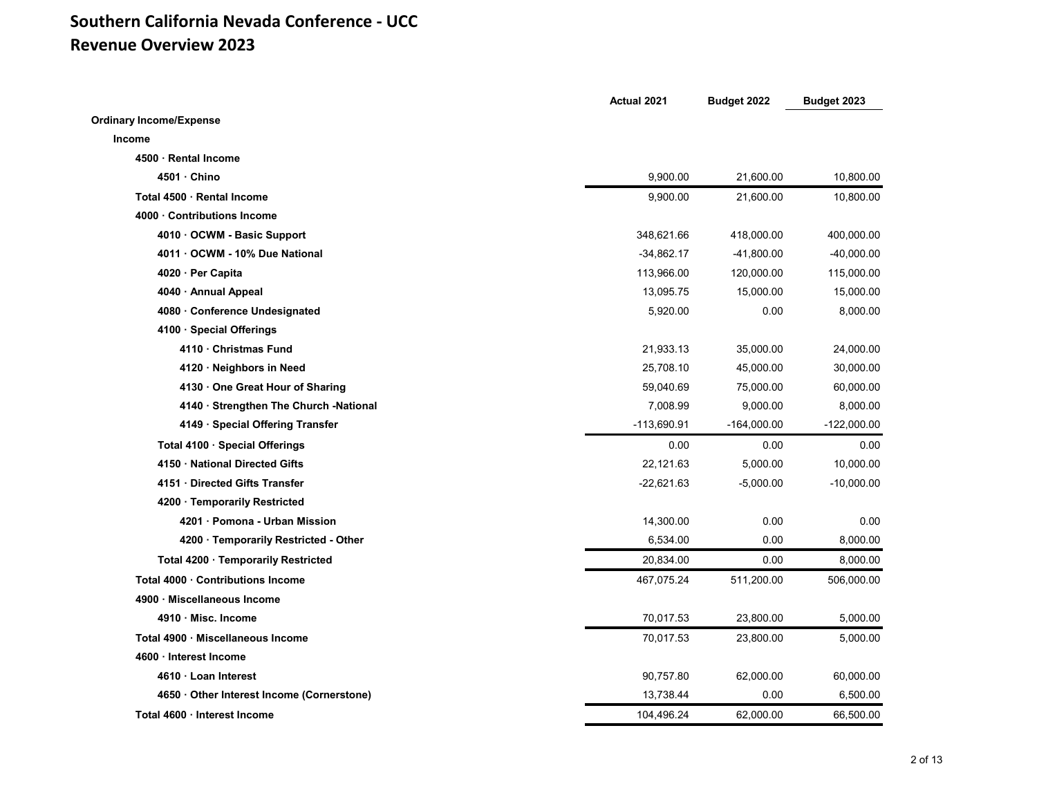# Southern California Nevada Conference - UCC

## Revenue Overview 2023

| | Actual 2021 | Budget 2022 | Budget 2023 |
|---|---|---|---|
| **Ordinary Income/Expense** | | | |
| **Income** | | | |
| **4500 · Rental Income** | | | |
| **4501 · Chino** | 9,900.00 | 21,600.00 | 10,800.00 |
| **Total 4500 · Rental Income** | 9,900.00 | 21,600.00 | 10,800.00 |
| **4000 · Contributions Income** | | | |
| **4010 · OCWM - Basic Support** | 348,621.66 | 418,000.00 | 400,000.00 |
| **4011 · OCWM - 10% Due National** | -34,862.17 | -41,800.00 | -40,000.00 |
| **4020 · Per Capita** | 113,966.00 | 120,000.00 | 115,000.00 |
| **4040 · Annual Appeal** | 13,095.75 | 15,000.00 | 15,000.00 |
| **4080 · Conference Undesignated** | 5,920.00 | 0.00 | 8,000.00 |
| **4100 · Special Offerings** | | | |
| **4110 · Christmas Fund** | 21,933.13 | 35,000.00 | 24,000.00 |
| **4120 · Neighbors in Need** | 25,708.10 | 45,000.00 | 30,000.00 |
| **4130 · One Great Hour of Sharing** | 59,040.69 | 75,000.00 | 60,000.00 |
| **4140 · Strengthen The Church -National** | 7,008.99 | 9,000.00 | 8,000.00 |
| **4149 · Special Offering Transfer** | -113,690.91 | -164,000.00 | -122,000.00 |
| **Total 4100 · Special Offerings** | 0.00 | 0.00 | 0.00 |
| **4150 · National Directed Gifts** | 22,121.63 | 5,000.00 | 10,000.00 |
| **4151 · Directed Gifts Transfer** | -22,621.63 | -5,000.00 | -10,000.00 |
| **4200 · Temporarily Restricted** | | | |
| **4201 · Pomona - Urban Mission** | 14,300.00 | 0.00 | 0.00 |
| **4200 · Temporarily Restricted - Other** | 6,534.00 | 0.00 | 8,000.00 |
| **Total 4200 · Temporarily Restricted** | 20,834.00 | 0.00 | 8,000.00 |
| **Total 4000 · Contributions Income** | 467,075.24 | 511,200.00 | 506,000.00 |
| **4900 · Miscellaneous Income** | | | |
| **4910 · Misc. Income** | 70,017.53 | 23,800.00 | 5,000.00 |
| **Total 4900 · Miscellaneous Income** | 70,017.53 | 23,800.00 | 5,000.00 |
| **4600 · Interest Income** | | | |
| **4610 · Loan Interest** | 90,757.80 | 62,000.00 | 60,000.00 |
| **4650 · Other Interest Income (Cornerstone)** | 13,738.44 | 0.00 | 6,500.00 |
| **Total 4600 · Interest Income** | 104,496.24 | 62,000.00 | 66,500.00 |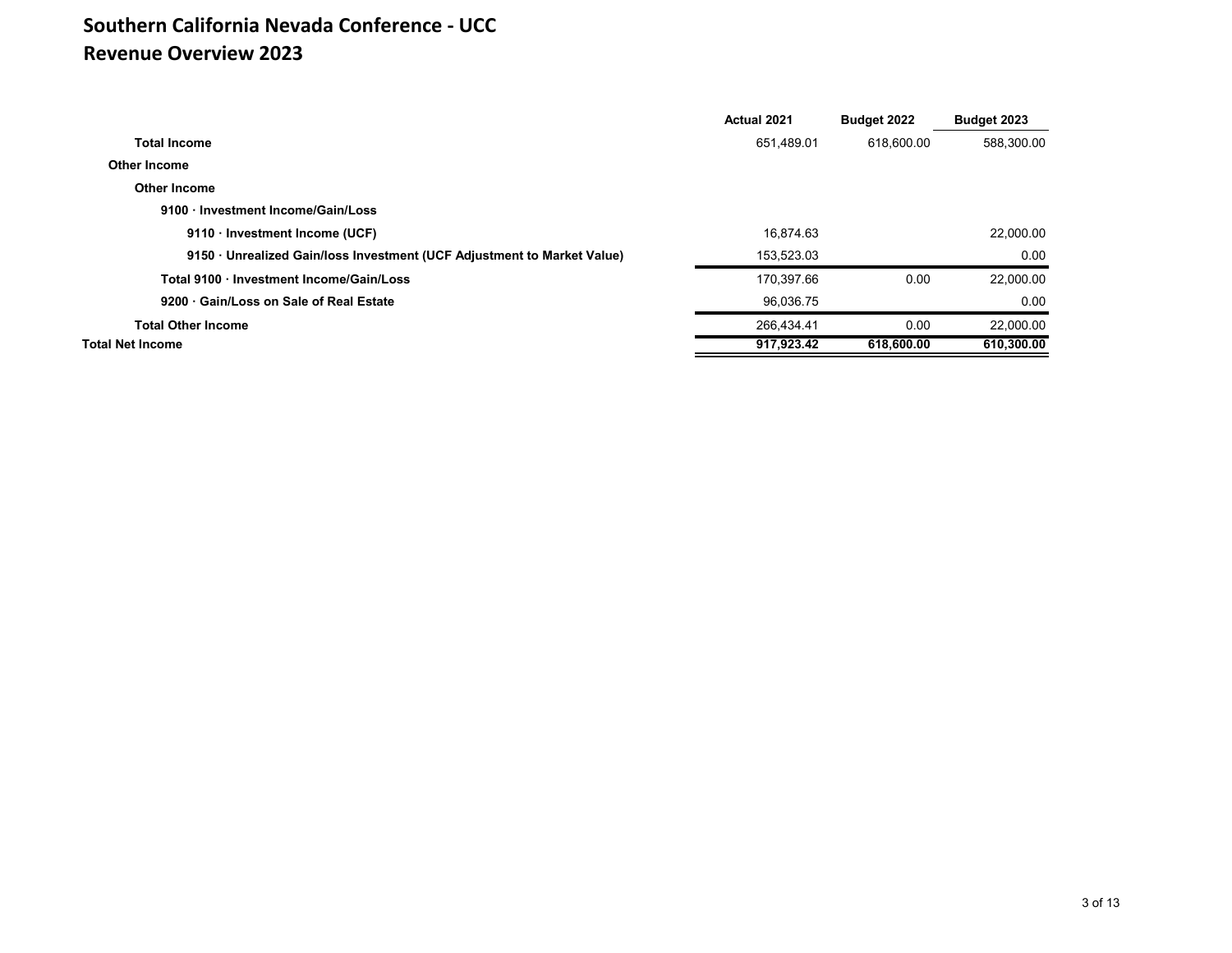# Southern California Nevada Conference - UCC
## Revenue Overview 2023

| | Actual 2021 | Budget 2022 | Budget 2023 |
|---|---|---|---|
| **Total Income** | 651,489.01 | 618,600.00 | 588,300.00 |
| **Other Income** | | | |
| **Other Income** | | | |
| **9100 · Investment Income/Gain/Loss** | | | |
| **9110 · Investment Income (UCF)** | 16,874.63 | | 22,000.00 |
| **9150 · Unrealized Gain/loss Investment (UCF Adjustment to Market Value)** | 153,523.03 | | 0.00 |
| **Total 9100 · Investment Income/Gain/Loss** | 170,397.66 | 0.00 | 22,000.00 |
| **9200 · Gain/Loss on Sale of Real Estate** | 96,036.75 | | 0.00 |
| **Total Other Income** | 266,434.41 | 0.00 | 22,000.00 |
| **Total Net Income** | **917,923.42** | **618,600.00** | **610,300.00** |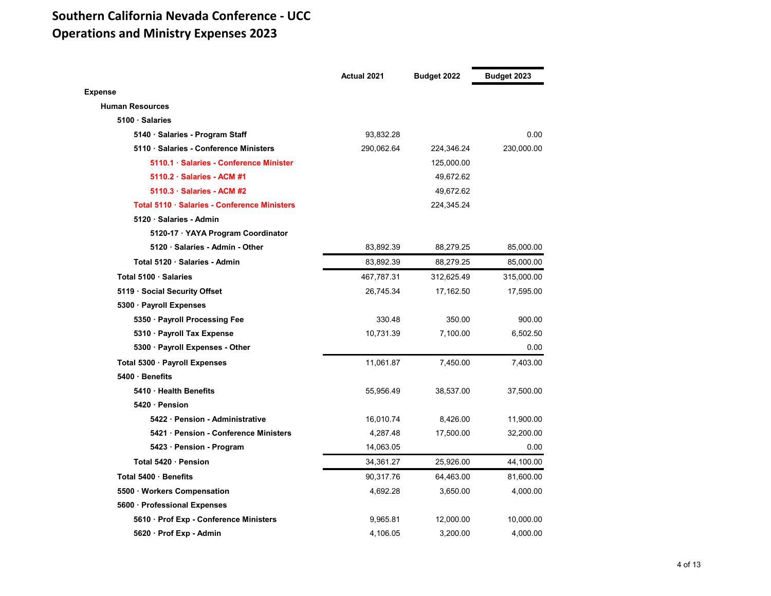# Southern California Nevada Conference - UCC
## Operations and Ministry Expenses 2023

| | Actual 2021 | Budget 2022 | Budget 2023 |
|---|---|---|---|
| **Expense** | | | |
| **Human Resources** | | | |
| **5100 · Salaries** | | | |
| **5140 · Salaries - Program Staff** | 93,832.28 | | 0.00 |
| **5110 · Salaries - Conference Ministers** | 290,062.64 | 224,346.24 | 230,000.00 |
| **5110.1 · Salaries - Conference Minister** | | 125,000.00 | |
| **5110.2 · Salaries - ACM #1** | | 49,672.62 | |
| **5110.3 · Salaries - ACM #2** | | 49,672.62 | |
| **Total 5110 · Salaries - Conference Ministers** | | 224,345.24 | |
| **5120 · Salaries - Admin** | | | |
| **5120-17 · YAYA Program Coordinator** | | | |
| **5120 · Salaries - Admin - Other** | 83,892.39 | 88,279.25 | 85,000.00 |
| **Total 5120 · Salaries - Admin** | 83,892.39 | 88,279.25 | 85,000.00 |
| **Total 5100 · Salaries** | 467,787.31 | 312,625.49 | 315,000.00 |
| **5119 · Social Security Offset** | 26,745.34 | 17,162.50 | 17,595.00 |
| **5300 · Payroll Expenses** | | | |
| **5350 · Payroll Processing Fee** | 330.48 | 350.00 | 900.00 |
| **5310 · Payroll Tax Expense** | 10,731.39 | 7,100.00 | 6,502.50 |
| **5300 · Payroll Expenses - Other** | | | 0.00 |
| **Total 5300 · Payroll Expenses** | 11,061.87 | 7,450.00 | 7,403.00 |
| **5400 · Benefits** | | | |
| **5410 · Health Benefits** | 55,956.49 | 38,537.00 | 37,500.00 |
| **5420 · Pension** | | | |
| **5422 · Pension - Administrative** | 16,010.74 | 8,426.00 | 11,900.00 |
| **5421 · Pension - Conference Ministers** | 4,287.48 | 17,500.00 | 32,200.00 |
| **5423 · Pension - Program** | 14,063.05 | | 0.00 |
| **Total 5420 · Pension** | 34,361.27 | 25,926.00 | 44,100.00 |
| **Total 5400 · Benefits** | 90,317.76 | 64,463.00 | 81,600.00 |
| **5500 · Workers Compensation** | 4,692.28 | 3,650.00 | 4,000.00 |
| **5600 · Professional Expenses** | | | |
| **5610 · Prof Exp - Conference Ministers** | 9,965.81 | 12,000.00 | 10,000.00 |
| **5620 · Prof Exp - Admin** | 4,106.05 | 3,200.00 | 4,000.00 |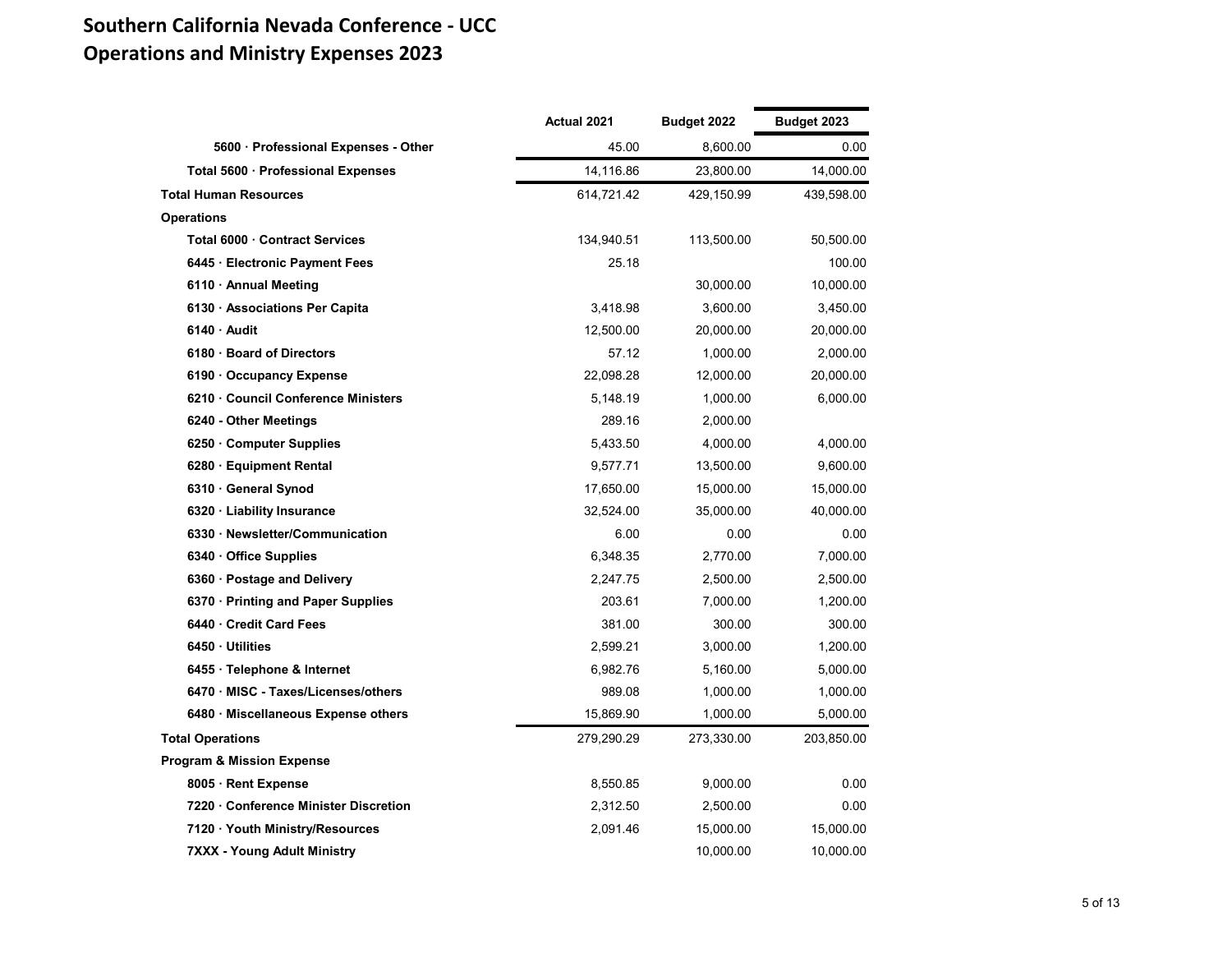# Southern California Nevada Conference - UCC
## Operations and Ministry Expenses 2023

| | Actual 2021 | Budget 2022 | Budget 2023 |
|---|---|---|---|
| **5600 · Professional Expenses - Other** | 45.00 | 8,600.00 | 0.00 |
| **Total 5600 · Professional Expenses** | 14,116.86 | 23,800.00 | 14,000.00 |
| **Total Human Resources** | 614,721.42 | 429,150.99 | 439,598.00 |
| **Operations** | | | |
| **Total 6000 · Contract Services** | 134,940.51 | 113,500.00 | 50,500.00 |
| **6445 · Electronic Payment Fees** | 25.18 | | 100.00 |
| **6110 · Annual Meeting** | | 30,000.00 | 10,000.00 |
| **6130 · Associations Per Capita** | 3,418.98 | 3,600.00 | 3,450.00 |
| **6140 · Audit** | 12,500.00 | 20,000.00 | 20,000.00 |
| **6180 · Board of Directors** | 57.12 | 1,000.00 | 2,000.00 |
| **6190 · Occupancy Expense** | 22,098.28 | 12,000.00 | 20,000.00 |
| **6210 · Council Conference Ministers** | 5,148.19 | 1,000.00 | 6,000.00 |
| **6240 - Other Meetings** | 289.16 | 2,000.00 | |
| **6250 · Computer Supplies** | 5,433.50 | 4,000.00 | 4,000.00 |
| **6280 · Equipment Rental** | 9,577.71 | 13,500.00 | 9,600.00 |
| **6310 · General Synod** | 17,650.00 | 15,000.00 | 15,000.00 |
| **6320 · Liability Insurance** | 32,524.00 | 35,000.00 | 40,000.00 |
| **6330 · Newsletter/Communication** | 6.00 | 0.00 | 0.00 |
| **6340 · Office Supplies** | 6,348.35 | 2,770.00 | 7,000.00 |
| **6360 · Postage and Delivery** | 2,247.75 | 2,500.00 | 2,500.00 |
| **6370 · Printing and Paper Supplies** | 203.61 | 7,000.00 | 1,200.00 |
| **6440 · Credit Card Fees** | 381.00 | 300.00 | 300.00 |
| **6450 · Utilities** | 2,599.21 | 3,000.00 | 1,200.00 |
| **6455 · Telephone & Internet** | 6,982.76 | 5,160.00 | 5,000.00 |
| **6470 · MISC - Taxes/Licenses/others** | 989.08 | 1,000.00 | 1,000.00 |
| **6480 · Miscellaneous Expense others** | 15,869.90 | 1,000.00 | 5,000.00 |
| **Total Operations** | 279,290.29 | 273,330.00 | 203,850.00 |
| **Program & Mission Expense** | | | |
| **8005 · Rent Expense** | 8,550.85 | 9,000.00 | 0.00 |
| **7220 · Conference Minister Discretion** | 2,312.50 | 2,500.00 | 0.00 |
| **7120 · Youth Ministry/Resources** | 2,091.46 | 15,000.00 | 15,000.00 |
| **7XXX - Young Adult Ministry** | | 10,000.00 | 10,000.00 |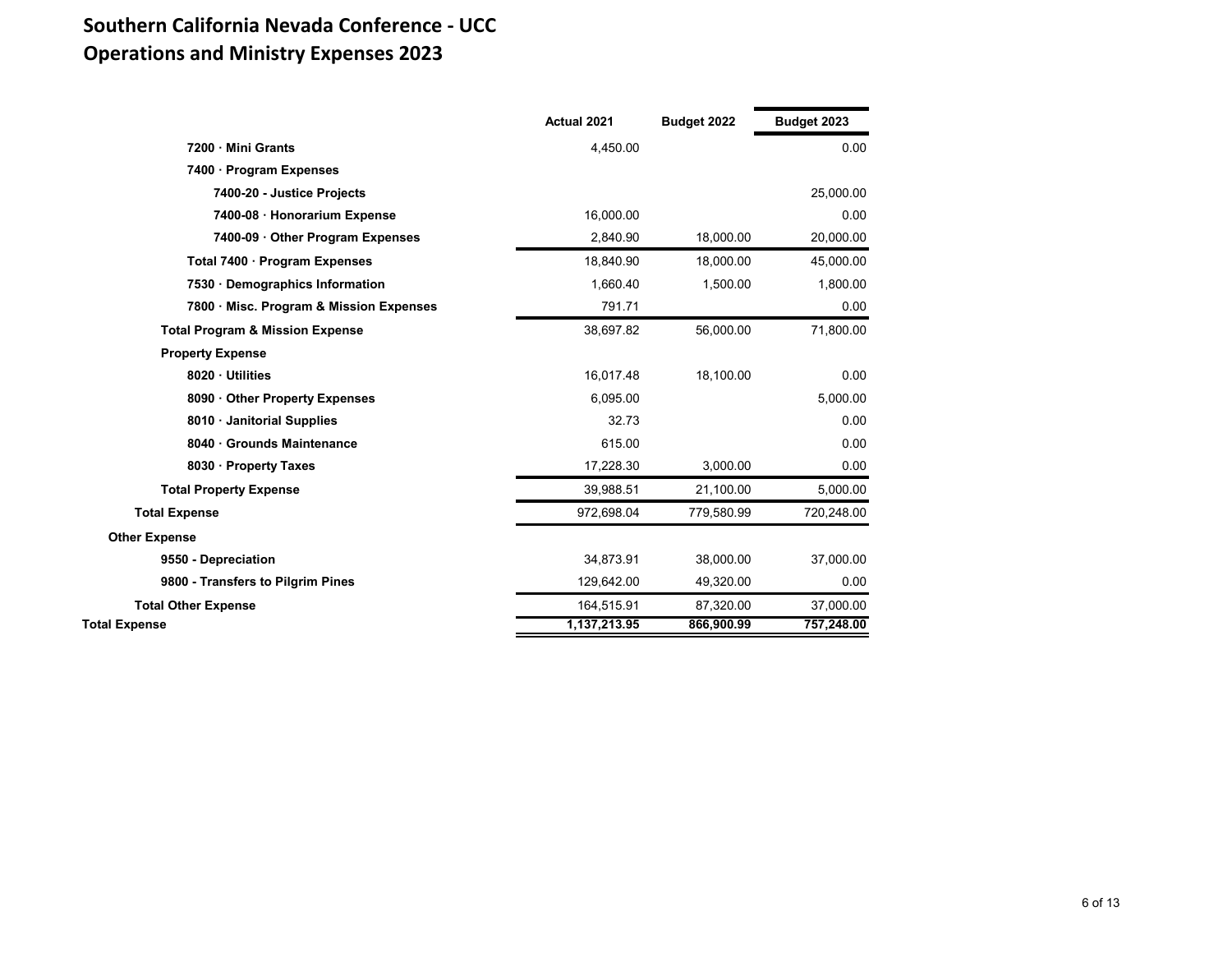# Southern California Nevada Conference - UCC
## Operations and Ministry Expenses 2023

| | Actual 2021 | Budget 2022 | Budget 2023 |
|---|---|---|---|
| 7200 · Mini Grants | 4,450.00 | | 0.00 |
| 7400 · Program Expenses | | | |
| 7400-20 - Justice Projects | | | 25,000.00 |
| 7400-08 · Honorarium Expense | 16,000.00 | | 0.00 |
| 7400-09 · Other Program Expenses | 2,840.90 | 18,000.00 | 20,000.00 |
| Total 7400 · Program Expenses | 18,840.90 | 18,000.00 | 45,000.00 |
| 7530 · Demographics Information | 1,660.40 | 1,500.00 | 1,800.00 |
| 7800 · Misc. Program & Mission Expenses | 791.71 | | 0.00 |
| Total Program & Mission Expense | 38,697.82 | 56,000.00 | 71,800.00 |
| Property Expense | | | |
| 8020 · Utilities | 16,017.48 | 18,100.00 | 0.00 |
| 8090 · Other Property Expenses | 6,095.00 | | 5,000.00 |
| 8010 · Janitorial Supplies | 32.73 | | 0.00 |
| 8040 · Grounds Maintenance | 615.00 | | 0.00 |
| 8030 · Property Taxes | 17,228.30 | 3,000.00 | 0.00 |
| Total Property Expense | 39,988.51 | 21,100.00 | 5,000.00 |
| Total Expense | 972,698.04 | 779,580.99 | 720,248.00 |
| Other Expense | | | |
| 9550 - Depreciation | 34,873.91 | 38,000.00 | 37,000.00 |
| 9800 - Transfers to Pilgrim Pines | 129,642.00 | 49,320.00 | 0.00 |
| Total Other Expense | 164,515.91 | 87,320.00 | 37,000.00 |
| Total Expense | 1,137,213.95 | 866,900.99 | 757,248.00 |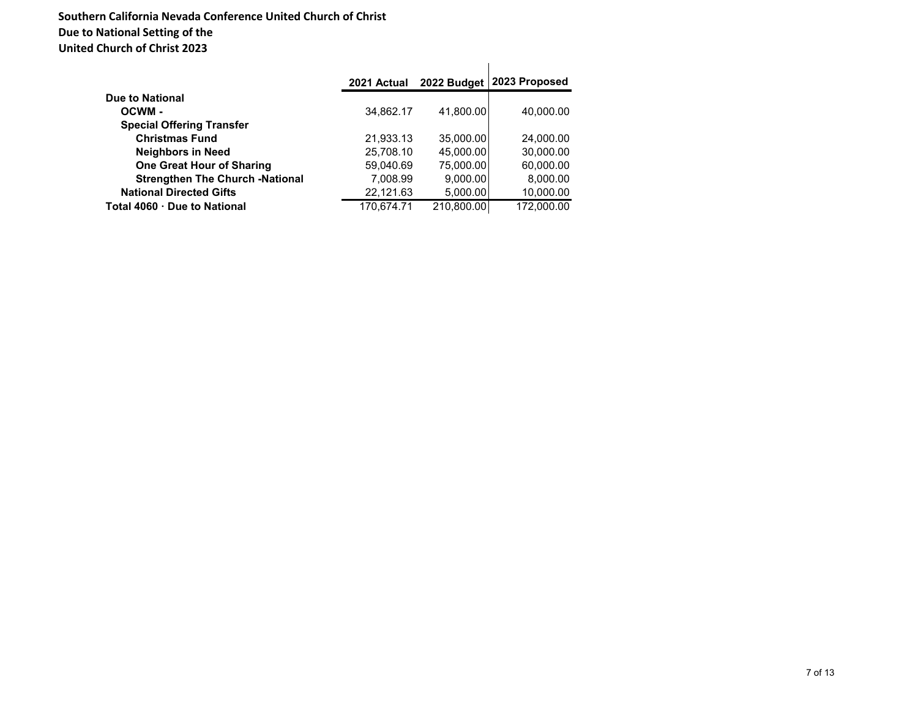**Southern California Nevada Conference United Church of Christ**
**Due to National Setting of the**
**United Church of Christ 2023**

| | 2021 Actual | 2022 Budget | 2023 Proposed |
|---|---|---|---|
| **Due to National** | | | |
| **OCWM -** | 34,862.17 | 41,800.00 | 40,000.00 |
| **Special Offering Transfer** | | | |
| **Christmas Fund** | 21,933.13 | 35,000.00 | 24,000.00 |
| **Neighbors in Need** | 25,708.10 | 45,000.00 | 30,000.00 |
| **One Great Hour of Sharing** | 59,040.69 | 75,000.00 | 60,000.00 |
| **Strengthen The Church -National** | 7,008.99 | 9,000.00 | 8,000.00 |
| **National Directed Gifts** | 22,121.63 | 5,000.00 | 10,000.00 |
| **Total 4060 · Due to National** | 170,674.71 | 210,800.00 | 172,000.00 |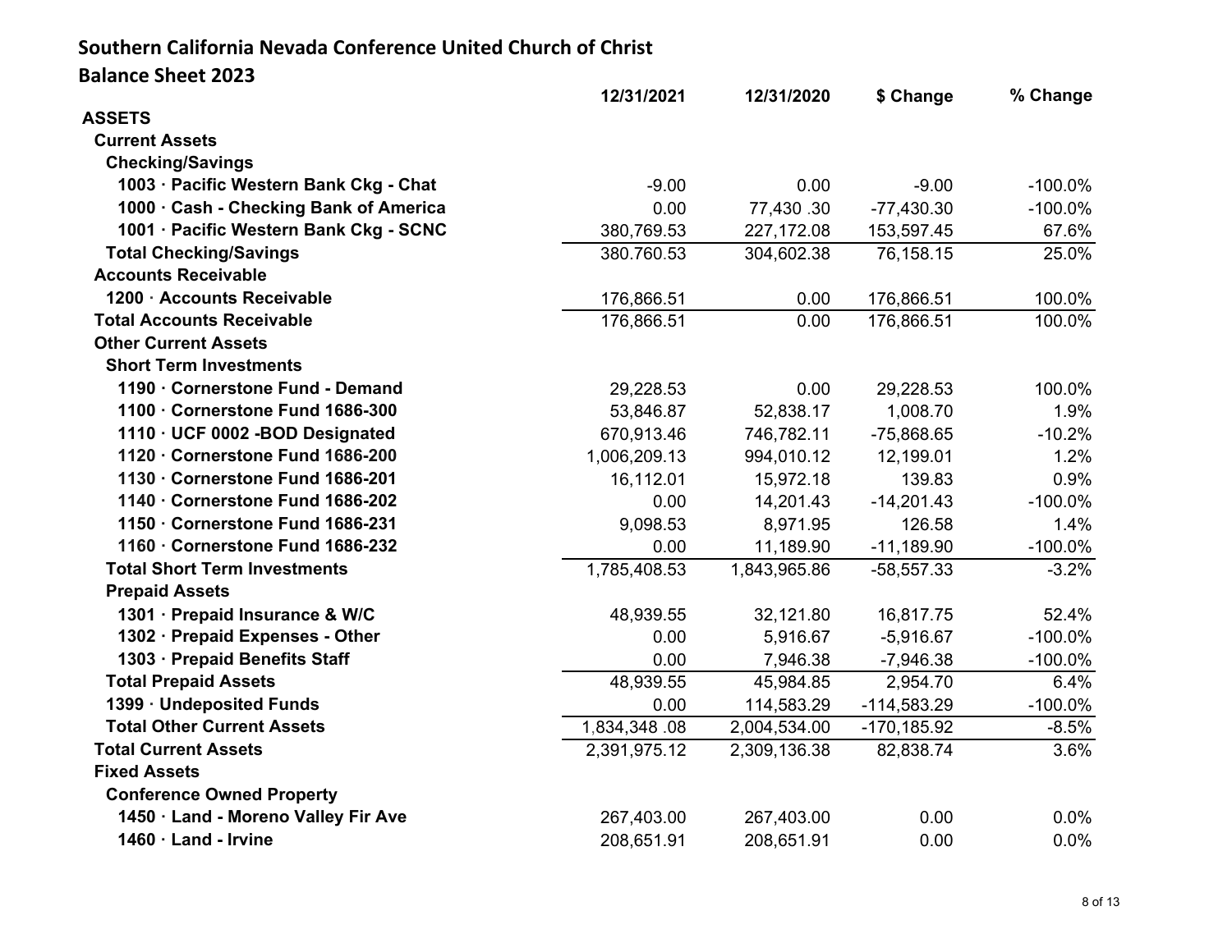**Southern California Nevada Conference United Church of Christ**
**Balance Sheet 2023**

| | 12/31/2021 | 12/31/2020 | $ Change | % Change |
|---|---|---|---|---|
| **ASSETS** | | | | |
| **Current Assets** | | | | |
| **Checking/Savings** | | | | |
| **1003 · Pacific Western Bank Ckg - Chat** | -9.00 | 0.00 | -9.00 | -100.0% |
| **1000 · Cash - Checking Bank of America** | 0.00 | 77,430 .30 | -77,430.30 | -100.0% |
| **1001 · Pacific Western Bank Ckg - SCNC** | 380,769.53 | 227,172.08 | 153,597.45 | 67.6% |
| **Total Checking/Savings** | 380.760.53 | 304,602.38 | 76,158.15 | 25.0% |
| **Accounts Receivable** | | | | |
| **1200 · Accounts Receivable** | 176,866.51 | 0.00 | 176,866.51 | 100.0% |
| **Total Accounts Receivable** | 176,866.51 | 0.00 | 176,866.51 | 100.0% |
| **Other Current Assets** | | | | |
| **Short Term Investments** | | | | |
| **1190 · Cornerstone Fund - Demand** | 29,228.53 | 0.00 | 29,228.53 | 100.0% |
| **1100 · Cornerstone Fund 1686-300** | 53,846.87 | 52,838.17 | 1,008.70 | 1.9% |
| **1110 · UCF 0002 -BOD Designated** | 670,913.46 | 746,782.11 | -75,868.65 | -10.2% |
| **1120 · Cornerstone Fund 1686-200** | 1,006,209.13 | 994,010.12 | 12,199.01 | 1.2% |
| **1130 · Cornerstone Fund 1686-201** | 16,112.01 | 15,972.18 | 139.83 | 0.9% |
| **1140 · Cornerstone Fund 1686-202** | 0.00 | 14,201.43 | -14,201.43 | -100.0% |
| **1150 · Cornerstone Fund 1686-231** | 9,098.53 | 8,971.95 | 126.58 | 1.4% |
| **1160 · Cornerstone Fund 1686-232** | 0.00 | 11,189.90 | -11,189.90 | -100.0% |
| **Total Short Term Investments** | 1,785,408.53 | 1,843,965.86 | -58,557.33 | -3.2% |
| **Prepaid Assets** | | | | |
| **1301 · Prepaid Insurance & W/C** | 48,939.55 | 32,121.80 | 16,817.75 | 52.4% |
| **1302 · Prepaid Expenses - Other** | 0.00 | 5,916.67 | -5,916.67 | -100.0% |
| **1303 · Prepaid Benefits Staff** | 0.00 | 7,946.38 | -7,946.38 | -100.0% |
| **Total Prepaid Assets** | 48,939.55 | 45,984.85 | 2,954.70 | 6.4% |
| **1399 · Undeposited Funds** | 0.00 | 114,583.29 | -114,583.29 | -100.0% |
| **Total Other Current Assets** | 1,834,348 .08 | 2,004,534.00 | -170,185.92 | -8.5% |
| **Total Current Assets** | 2,391,975.12 | 2,309,136.38 | 82,838.74 | 3.6% |
| **Fixed Assets** | | | | |
| **Conference Owned Property** | | | | |
| **1450 · Land - Moreno Valley Fir Ave** | 267,403.00 | 267,403.00 | 0.00 | 0.0% |
| **1460 · Land - Irvine** | 208,651.91 | 208,651.91 | 0.00 | 0.0% |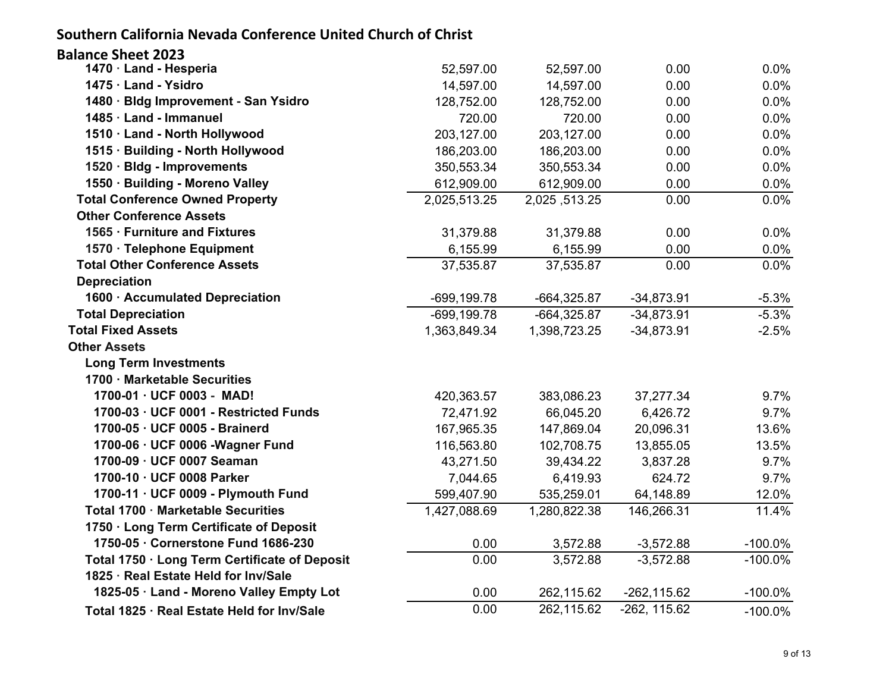**Southern California Nevada Conference United Church of Christ**

**Balance Sheet 2023**

| | | | | |
|---|---|---|---|---|
| 1470 · Land - Hesperia | 52,597.00 | 52,597.00 | 0.00 | 0.0% |
| 1475 · Land - Ysidro | 14,597.00 | 14,597.00 | 0.00 | 0.0% |
| 1480 · Bldg Improvement - San Ysidro | 128,752.00 | 128,752.00 | 0.00 | 0.0% |
| 1485 · Land - Immanuel | 720.00 | 720.00 | 0.00 | 0.0% |
| 1510 · Land - North Hollywood | 203,127.00 | 203,127.00 | 0.00 | 0.0% |
| 1515 · Building - North Hollywood | 186,203.00 | 186,203.00 | 0.00 | 0.0% |
| 1520 · Bldg - Improvements | 350,553.34 | 350,553.34 | 0.00 | 0.0% |
| 1550 · Building - Moreno Valley | 612,909.00 | 612,909.00 | 0.00 | 0.0% |
| Total Conference Owned Property | 2,025,513.25 | 2,025 ,513.25 | 0.00 | 0.0% |
| Other Conference Assets | | | | |
| 1565 · Furniture and Fixtures | 31,379.88 | 31,379.88 | 0.00 | 0.0% |
| 1570 · Telephone Equipment | 6,155.99 | 6,155.99 | 0.00 | 0.0% |
| Total Other Conference Assets | 37,535.87 | 37,535.87 | 0.00 | 0.0% |
| Depreciation | | | | |
| 1600 · Accumulated Depreciation | -699,199.78 | -664,325.87 | -34,873.91 | -5.3% |
| Total Depreciation | -699,199.78 | -664,325.87 | -34,873.91 | -5.3% |
| Total Fixed Assets | 1,363,849.34 | 1,398,723.25 | -34,873.91 | -2.5% |
| Other Assets | | | | |
| Long Term Investments | | | | |
| 1700 · Marketable Securities | | | | |
| 1700-01 · UCF 0003 - MAD! | 420,363.57 | 383,086.23 | 37,277.34 | 9.7% |
| 1700-03 · UCF 0001 - Restricted Funds | 72,471.92 | 66,045.20 | 6,426.72 | 9.7% |
| 1700-05 · UCF 0005 - Brainerd | 167,965.35 | 147,869.04 | 20,096.31 | 13.6% |
| 1700-06 · UCF 0006 -Wagner Fund | 116,563.80 | 102,708.75 | 13,855.05 | 13.5% |
| 1700-09 · UCF 0007 Seaman | 43,271.50 | 39,434.22 | 3,837.28 | 9.7% |
| 1700-10 · UCF 0008 Parker | 7,044.65 | 6,419.93 | 624.72 | 9.7% |
| 1700-11 · UCF 0009 - Plymouth Fund | 599,407.90 | 535,259.01 | 64,148.89 | 12.0% |
| Total 1700 · Marketable Securities | 1,427,088.69 | 1,280,822.38 | 146,266.31 | 11.4% |
| 1750 · Long Term Certificate of Deposit | | | | |
| 1750-05 · Cornerstone Fund 1686-230 | 0.00 | 3,572.88 | -3,572.88 | -100.0% |
| Total 1750 · Long Term Certificate of Deposit | 0.00 | 3,572.88 | -3,572.88 | -100.0% |
| 1825 · Real Estate Held for Inv/Sale | | | | |
| 1825-05 · Land - Moreno Valley Empty Lot | 0.00 | 262,115.62 | -262,115.62 | -100.0% |
| Total 1825 · Real Estate Held for Inv/Sale | 0.00 | 262,115.62 | -262, 115.62 | -100.0% |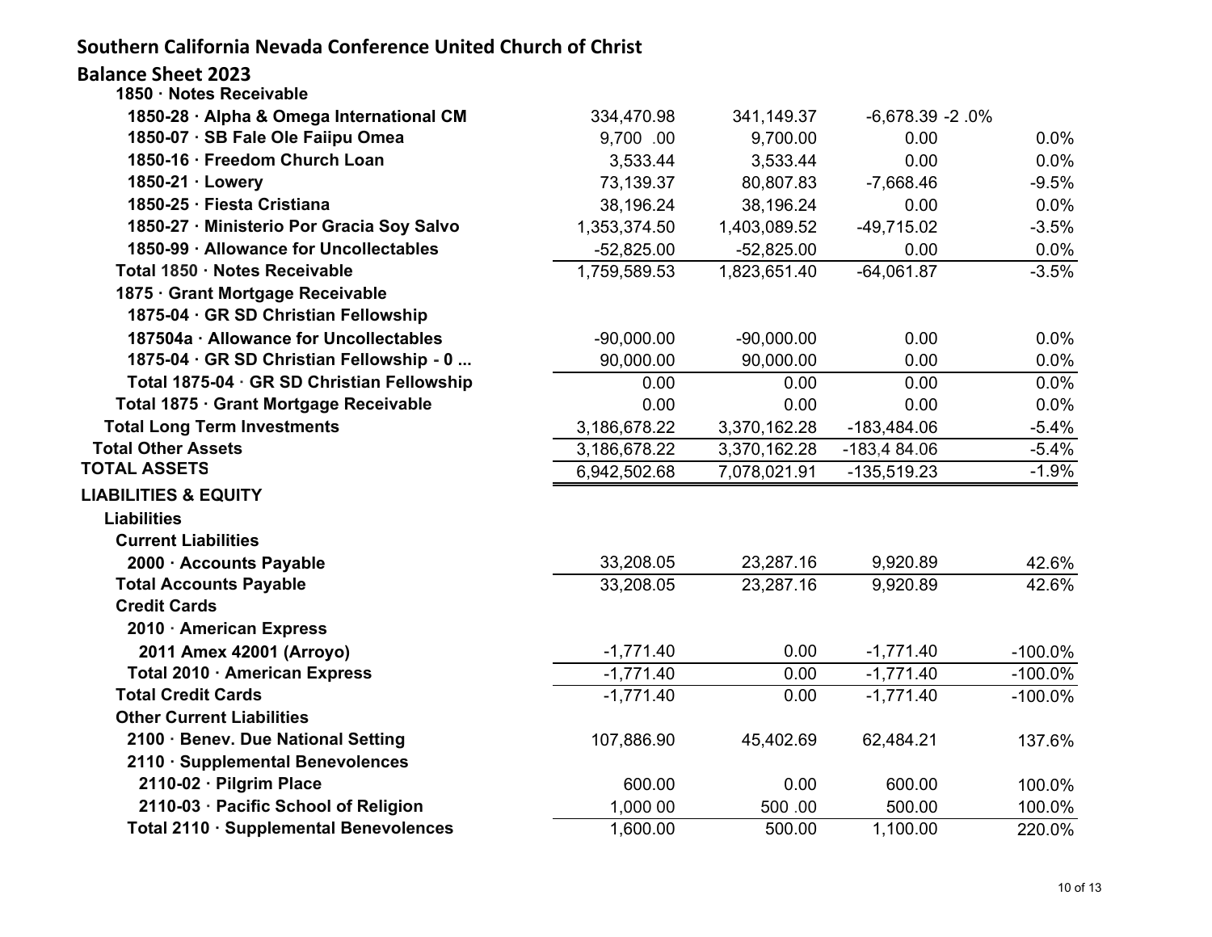## Southern California Nevada Conference United Church of Christ

## Balance Sheet 2023

| | | | | |
|---|---|---|---|---|
| **1850 · Notes Receivable** | | | | |
| **1850-28 · Alpha & Omega International CM** | 334,470.98 | 341,149.37 | -6,678.39 | -2 .0% |
| **1850-07 · SB Fale Ole Faiipu Omea** | 9,700 .00 | 9,700.00 | 0.00 | 0.0% |
| **1850-16 · Freedom Church Loan** | 3,533.44 | 3,533.44 | 0.00 | 0.0% |
| **1850-21 · Lowery** | 73,139.37 | 80,807.83 | -7,668.46 | -9.5% |
| **1850-25 · Fiesta Cristiana** | 38,196.24 | 38,196.24 | 0.00 | 0.0% |
| **1850-27 · Ministerio Por Gracia Soy Salvo** | 1,353,374.50 | 1,403,089.52 | -49,715.02 | -3.5% |
| **1850-99 · Allowance for Uncollectables** | -52,825.00 | -52,825.00 | 0.00 | 0.0% |
| **Total 1850 · Notes Receivable** | 1,759,589.53 | 1,823,651.40 | -64,061.87 | -3.5% |
| **1875 · Grant Mortgage Receivable** | | | | |
| **1875-04 · GR SD Christian Fellowship** | | | | |
| **187504a · Allowance for Uncollectables** | -90,000.00 | -90,000.00 | 0.00 | 0.0% |
| **1875-04 · GR SD Christian Fellowship - 0 ...** | 90,000.00 | 90,000.00 | 0.00 | 0.0% |
| **Total 1875-04 · GR SD Christian Fellowship** | 0.00 | 0.00 | 0.00 | 0.0% |
| **Total 1875 · Grant Mortgage Receivable** | 0.00 | 0.00 | 0.00 | 0.0% |
| **Total Long Term Investments** | 3,186,678.22 | 3,370,162.28 | -183,484.06 | -5.4% |
| **Total Other Assets** | 3,186,678.22 | 3,370,162.28 | -183,4 84.06 | -5.4% |
| **TOTAL ASSETS** | 6,942,502.68 | 7,078,021.91 | -135,519.23 | -1.9% |
| **LIABILITIES & EQUITY** | | | | |
| **Liabilities** | | | | |
| **Current Liabilities** | | | | |
| **2000 · Accounts Payable** | 33,208.05 | 23,287.16 | 9,920.89 | 42.6% |
| **Total Accounts Payable** | 33,208.05 | 23,287.16 | 9,920.89 | 42.6% |
| **Credit Cards** | | | | |
| **2010 · American Express** | | | | |
| **2011 Amex 42001 (Arroyo)** | -1,771.40 | 0.00 | -1,771.40 | -100.0% |
| **Total 2010 · American Express** | -1,771.40 | 0.00 | -1,771.40 | -100.0% |
| **Total Credit Cards** | -1,771.40 | 0.00 | -1,771.40 | -100.0% |
| **Other Current Liabilities** | | | | |
| **2100 · Benev. Due National Setting** | 107,886.90 | 45,402.69 | 62,484.21 | 137.6% |
| **2110 · Supplemental Benevolences** | | | | |
| **2110-02 · Pilgrim Place** | 600.00 | 0.00 | 600.00 | 100.0% |
| **2110-03 · Pacific School of Religion** | 1,000 00 | 500 .00 | 500.00 | 100.0% |
| **Total 2110 · Supplemental Benevolences** | 1,600.00 | 500.00 | 1,100.00 | 220.0% |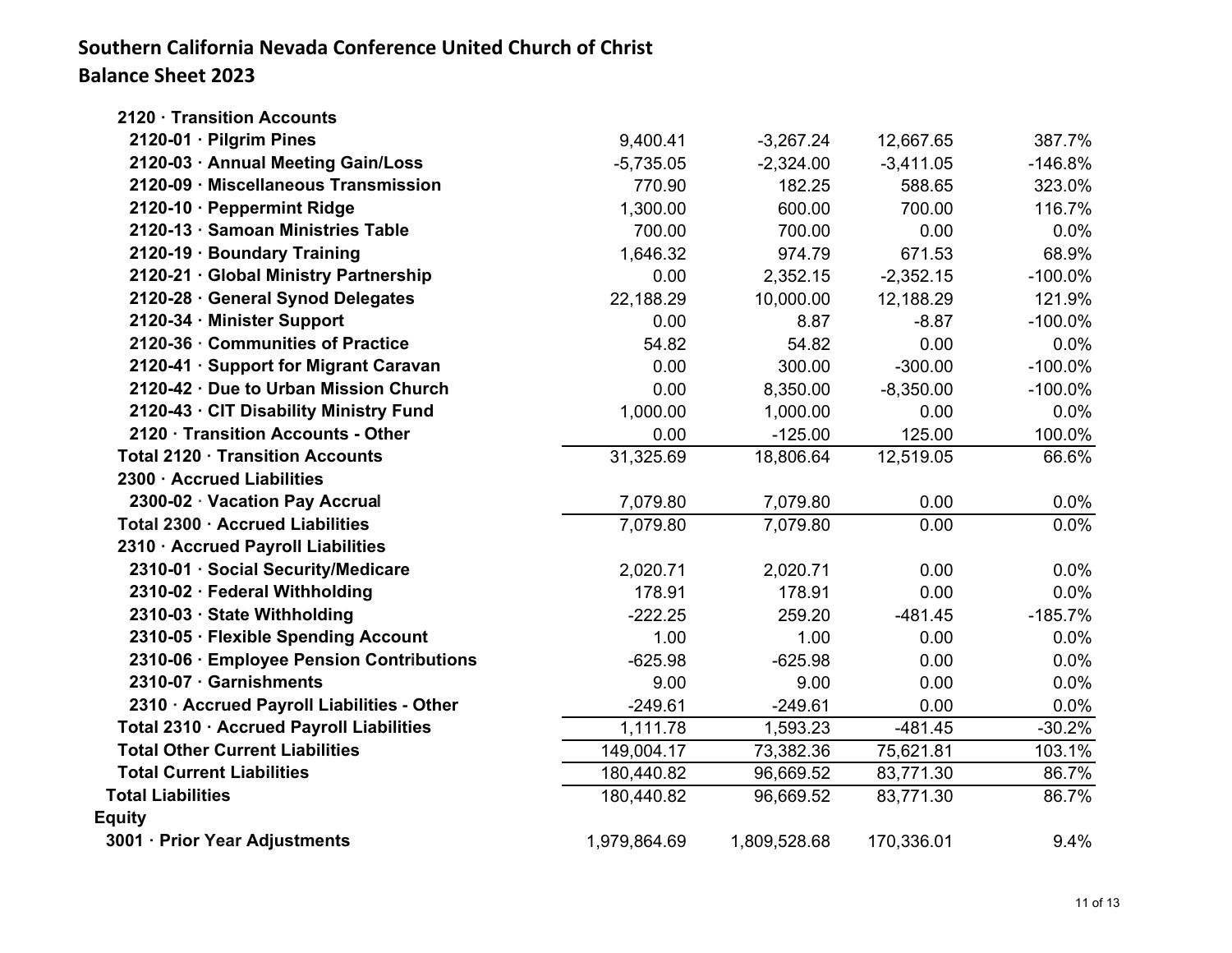## Southern California Nevada Conference United Church of Christ
## Balance Sheet 2023

| | | | | |
|---|---|---|---|---|
| **2120 · Transition Accounts** | | | | |
| **2120-01 · Pilgrim Pines** | 9,400.41 | -3,267.24 | 12,667.65 | 387.7% |
| **2120-03 · Annual Meeting Gain/Loss** | -5,735.05 | -2,324.00 | -3,411.05 | -146.8% |
| **2120-09 · Miscellaneous Transmission** | 770.90 | 182.25 | 588.65 | 323.0% |
| **2120-10 · Peppermint Ridge** | 1,300.00 | 600.00 | 700.00 | 116.7% |
| **2120-13 · Samoan Ministries Table** | 700.00 | 700.00 | 0.00 | 0.0% |
| **2120-19 · Boundary Training** | 1,646.32 | 974.79 | 671.53 | 68.9% |
| **2120-21 · Global Ministry Partnership** | 0.00 | 2,352.15 | -2,352.15 | -100.0% |
| **2120-28 · General Synod Delegates** | 22,188.29 | 10,000.00 | 12,188.29 | 121.9% |
| **2120-34 · Minister Support** | 0.00 | 8.87 | -8.87 | -100.0% |
| **2120-36 · Communities of Practice** | 54.82 | 54.82 | 0.00 | 0.0% |
| **2120-41 · Support for Migrant Caravan** | 0.00 | 300.00 | -300.00 | -100.0% |
| **2120-42 · Due to Urban Mission Church** | 0.00 | 8,350.00 | -8,350.00 | -100.0% |
| **2120-43 · CIT Disability Ministry Fund** | 1,000.00 | 1,000.00 | 0.00 | 0.0% |
| **2120 · Transition Accounts - Other** | 0.00 | -125.00 | 125.00 | 100.0% |
| **Total 2120 · Transition Accounts** | 31,325.69 | 18,806.64 | 12,519.05 | 66.6% |
| **2300 · Accrued Liabilities** | | | | |
| **2300-02 · Vacation Pay Accrual** | 7,079.80 | 7,079.80 | 0.00 | 0.0% |
| **Total 2300 · Accrued Liabilities** | 7,079.80 | 7,079.80 | 0.00 | 0.0% |
| **2310 · Accrued Payroll Liabilities** | | | | |
| **2310-01 · Social Security/Medicare** | 2,020.71 | 2,020.71 | 0.00 | 0.0% |
| **2310-02 · Federal Withholding** | 178.91 | 178.91 | 0.00 | 0.0% |
| **2310-03 · State Withholding** | -222.25 | 259.20 | -481.45 | -185.7% |
| **2310-05 · Flexible Spending Account** | 1.00 | 1.00 | 0.00 | 0.0% |
| **2310-06 · Employee Pension Contributions** | -625.98 | -625.98 | 0.00 | 0.0% |
| **2310-07 · Garnishments** | 9.00 | 9.00 | 0.00 | 0.0% |
| **2310 · Accrued Payroll Liabilities - Other** | -249.61 | -249.61 | 0.00 | 0.0% |
| **Total 2310 · Accrued Payroll Liabilities** | 1,111.78 | 1,593.23 | -481.45 | -30.2% |
| **Total Other Current Liabilities** | 149,004.17 | 73,382.36 | 75,621.81 | 103.1% |
| **Total Current Liabilities** | 180,440.82 | 96,669.52 | 83,771.30 | 86.7% |
| **Total Liabilities** | 180,440.82 | 96,669.52 | 83,771.30 | 86.7% |
| **Equity** | | | | |
| **3001 · Prior Year Adjustments** | 1,979,864.69 | 1,809,528.68 | 170,336.01 | 9.4% |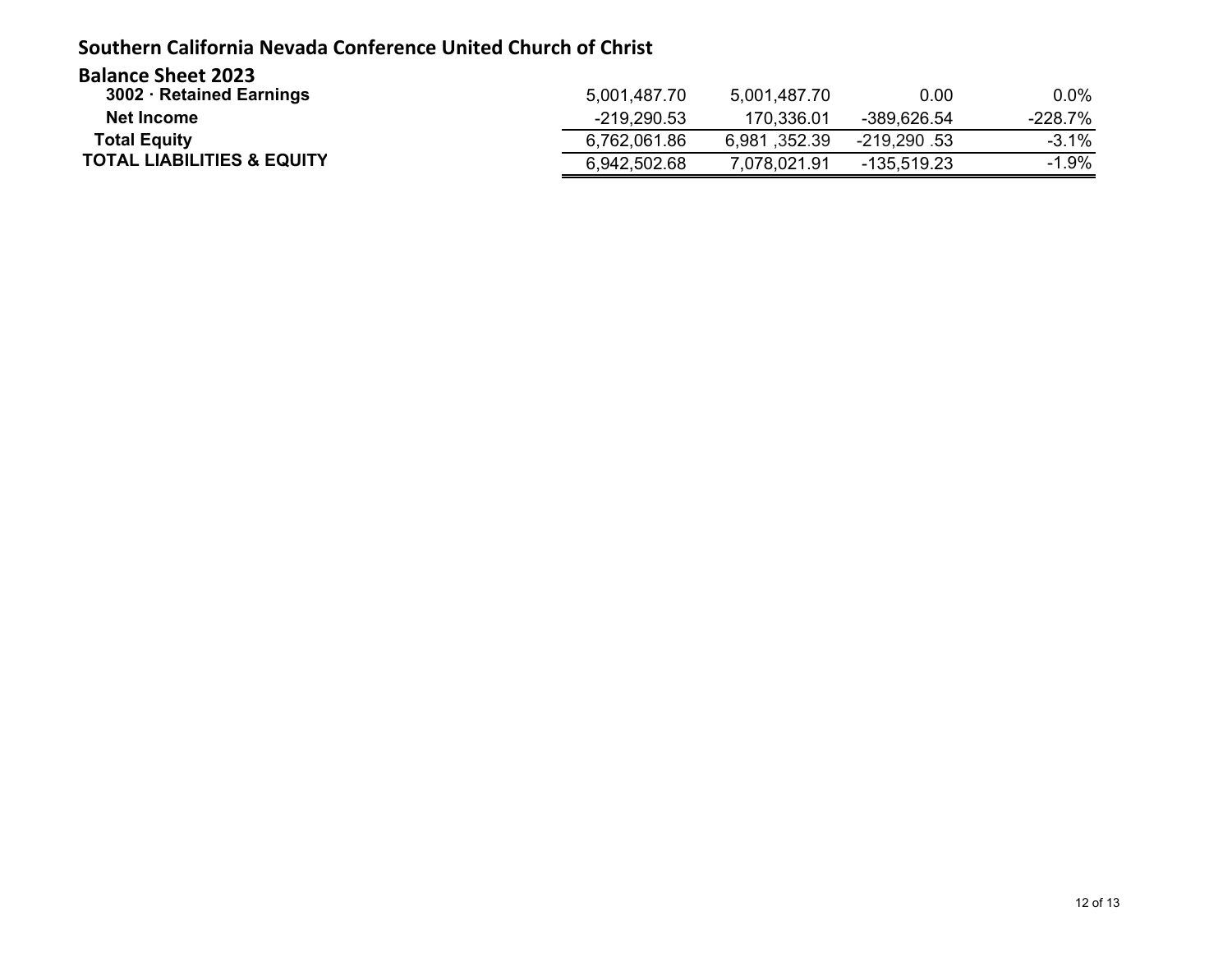## Southern California Nevada Conference United Church of Christ

### Balance Sheet 2023

| | | | | |
|---|---|---|---|---|
| **3002 · Retained Earnings** | 5,001,487.70 | 5,001,487.70 | 0.00 | 0.0% |
| **Net Income** | -219,290.53 | 170,336.01 | -389,626.54 | -228.7% |
| **Total Equity** | 6,762,061.86 | 6,981 ,352.39 | -219,290 .53 | -3.1% |
| **TOTAL LIABILITIES & EQUITY** | 6,942,502.68 | 7,078,021.91 | -135,519.23 | -1.9% |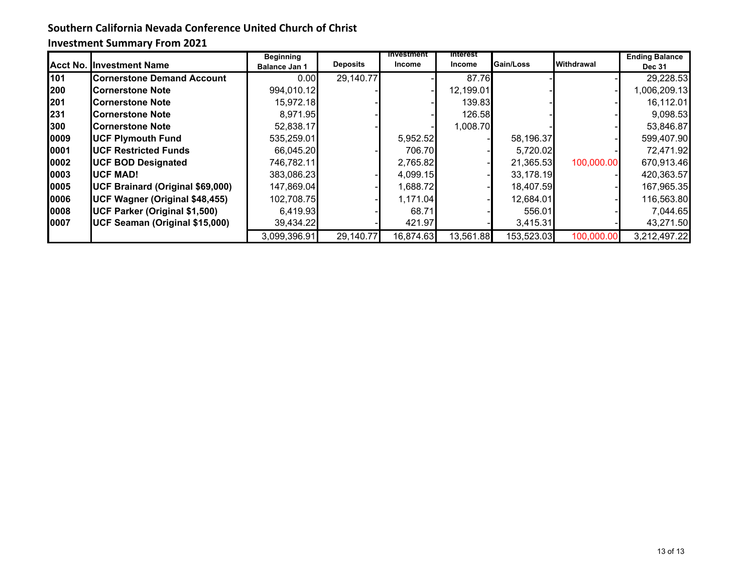## Southern California Nevada Conference United Church of Christ

### Investment Summary From 2021

| Acct No. | Investment Name | Beginning Balance Jan 1 | Deposits | Investment Income | Interest Income | Gain/Loss | Withdrawal | Ending Balance Dec 31 |
|---|---|---|---|---|---|---|---|---|
| **101** | **Cornerstone Demand Account** | 0.00 | 29,140.77 | - | 87.76 | - | - | 29,228.53 |
| **200** | **Cornerstone Note** | 994,010.12 | - | - | 12,199.01 | - | - | 1,006,209.13 |
| **201** | **Cornerstone Note** | 15,972.18 | - | - | 139.83 | - | - | 16,112.01 |
| **231** | **Cornerstone Note** | 8,971.95 | - | - | 126.58 | - | - | 9,098.53 |
| **300** | **Cornerstone Note** | 52,838.17 | - | - | 1,008.70 | - | - | 53,846.87 |
| **0009** | **UCF Plymouth Fund** | 535,259.01 | | 5,952.52 | - | 58,196.37 | - | 599,407.90 |
| **0001** | **UCF Restricted Funds** | 66,045.20 | - | 706.70 | - | 5,720.02 | | 72,471.92 |
| **0002** | **UCF BOD Designated** | 746,782.11 | | 2,765.82 | - | 21,365.53 | 100,000.00 | 670,913.46 |
| **0003** | **UCF MAD!** | 383,086.23 | - | 4,099.15 | - | 33,178.19 | - | 420,363.57 |
| **0005** | **UCF Brainard (Original $69,000)** | 147,869.04 | - | 1,688.72 | - | 18,407.59 | - | 167,965.35 |
| **0006** | **UCF Wagner (Original $48,455)** | 102,708.75 | - | 1,171.04 | - | 12,684.01 | - | 116,563.80 |
| **0008** | **UCF Parker (Original $1,500)** | 6,419.93 | - | 68.71 | - | 556.01 | - | 7,044.65 |
| **0007** | **UCF Seaman (Original $15,000)** | 39,434.22 | - | 421.97 | - | 3,415.31 | - | 43,271.50 |
| | | 3,099,396.91 | 29,140.77 | 16,874.63 | 13,561.88 | 153,523.03 | 100,000.00 | 3,212,497.22 |